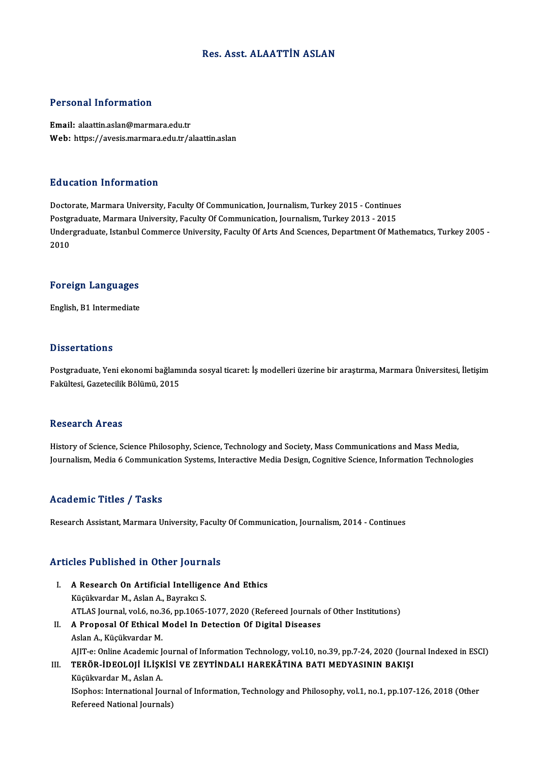# Res. Asst. ALAATTİN ASLAN

## Personal Information

**Email:** alaattin.aslan@marmara.edu.tr
**Web:** https://avesis.marmara.edu.tr/alaattin.aslan

## Education Information

Doctorate, Marmara University, Faculty Of Communication, Journalism, Turkey 2015 - Continues
Postgraduate, Marmara University, Faculty Of Communication, Journalism, Turkey 2013 - 2015
Undergraduate, Istanbul Commerce University, Faculty Of Arts And Sciences, Department Of Mathematics, Turkey 2005 - 2010

## Foreign Languages

English, B1 Intermediate

## Dissertations

Postgraduate, Yeni ekonomi bağlamında sosyal ticaret: İş modelleri üzerine bir araştırma, Marmara Üniversitesi, İletişim Fakültesi, Gazetecilik Bölümü, 2015

## Research Areas

History of Science, Science Philosophy, Science, Technology and Society, Mass Communications and Mass Media, Journalism, Media 6 Communication Systems, Interactive Media Design, Cognitive Science, Information Technologies

## Academic Titles / Tasks

Research Assistant, Marmara University, Faculty Of Communication, Journalism, 2014 - Continues

## Articles Published in Other Journals

I. **A Research On Artificial Intelligence And Ethics**
   Küçükvardar M., Aslan A., Bayrakcı S.
   ATLAS Journal, vol.6, no.36, pp.1065-1077, 2020 (Refereed Journals of Other Institutions)

II. **A Proposal Of Ethical Model In Detection Of Digital Diseases**
   Aslan A., Küçükvardar M.
   AJIT-e: Online Academic Journal of Information Technology, vol.10, no.39, pp.7-24, 2020 (Journal Indexed in ESCI)

III. **TERÖR-İDEOLOJİ İLİŞKİSİ VE ZEYTİNDALI HAREKÂTINA BATI MEDYASININ BAKIŞI**
   Küçükvardar M., Aslan A.
   ISophos: International Journal of Information, Technology and Philosophy, vol.1, no.1, pp.107-126, 2018 (Other Refereed National Journals)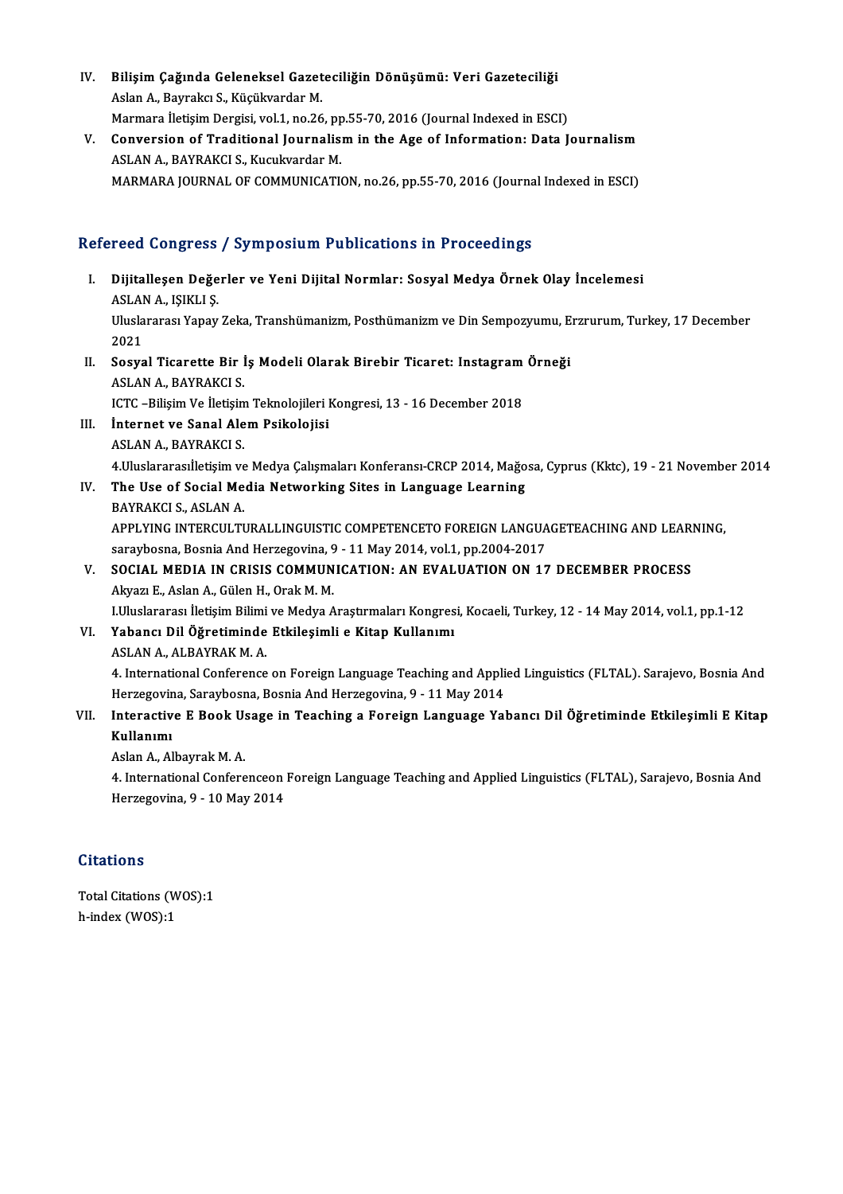IV. **Bilişim Çağında Geleneksel Gazeteciliğin Dönüşümü: Veri Gazeteciliği**
Aslan A., Bayrakcı S., Küçükvardar M.
Marmara İletişim Dergisi, vol.1, no.26, pp.55-70, 2016 (Journal Indexed in ESCI)

V. **Conversion of Traditional Journalism in the Age of Information: Data Journalism**
ASLAN A., BAYRAKCI S., Kucukvardar M.
MARMARA JOURNAL OF COMMUNICATION, no.26, pp.55-70, 2016 (Journal Indexed in ESCI)

## Refereed Congress / Symposium Publications in Proceedings

I. **Dijitalleşen Değerler ve Yeni Dijital Normlar: Sosyal Medya Örnek Olay İncelemesi**
ASLAN A., IŞIKLI Ş.
Uluslararası Yapay Zeka, Transhümanizm, Posthümanizm ve Din Sempozyumu, Erzrurum, Turkey, 17 December 2021

II. **Sosyal Ticarette Bir İş Modeli Olarak Birebir Ticaret: Instagram Örneği**
ASLAN A., BAYRAKCI S.
ICTC –Bilişim Ve İletişim Teknolojileri Kongresi, 13 - 16 December 2018

III. **İnternet ve Sanal Alem Psikolojisi**
ASLAN A., BAYRAKCI S.
4.Uluslararasıİletişim ve Medya Çalışmaları Konferansı-CRCP 2014, Mağosa, Cyprus (Kktc), 19 - 21 November 2014

IV. **The Use of Social Media Networking Sites in Language Learning**
BAYRAKCI S., ASLAN A.
APPLYING INTERCULTURALLINGUISTIC COMPETENCETO FOREIGN LANGUAGETEACHING AND LEARNING, saraybosna, Bosnia And Herzegovina, 9 - 11 May 2014, vol.1, pp.2004-2017

V. **SOCIAL MEDIA IN CRISIS COMMUNICATION: AN EVALUATION ON 17 DECEMBER PROCESS**
Akyazı E., Aslan A., Gülen H., Orak M. M.
I.Uluslararası İletişim Bilimi ve Medya Araştırmaları Kongresi, Kocaeli, Turkey, 12 - 14 May 2014, vol.1, pp.1-12

VI. **Yabancı Dil Öğretiminde Etkileşimli e Kitap Kullanımı**
ASLAN A., ALBAYRAK M. A.
4. International Conference on Foreign Language Teaching and Applied Linguistics (FLTAL). Sarajevo, Bosnia And Herzegovina, Saraybosna, Bosnia And Herzegovina, 9 - 11 May 2014

VII. **Interactive E Book Usage in Teaching a Foreign Language Yabancı Dil Öğretiminde Etkileşimli E Kitap Kullanımı**
Aslan A., Albayrak M. A.
4. International Conferenceon Foreign Language Teaching and Applied Linguistics (FLTAL), Sarajevo, Bosnia And Herzegovina, 9 - 10 May 2014

## Citations

Total Citations (WOS):1
h-index (WOS):1